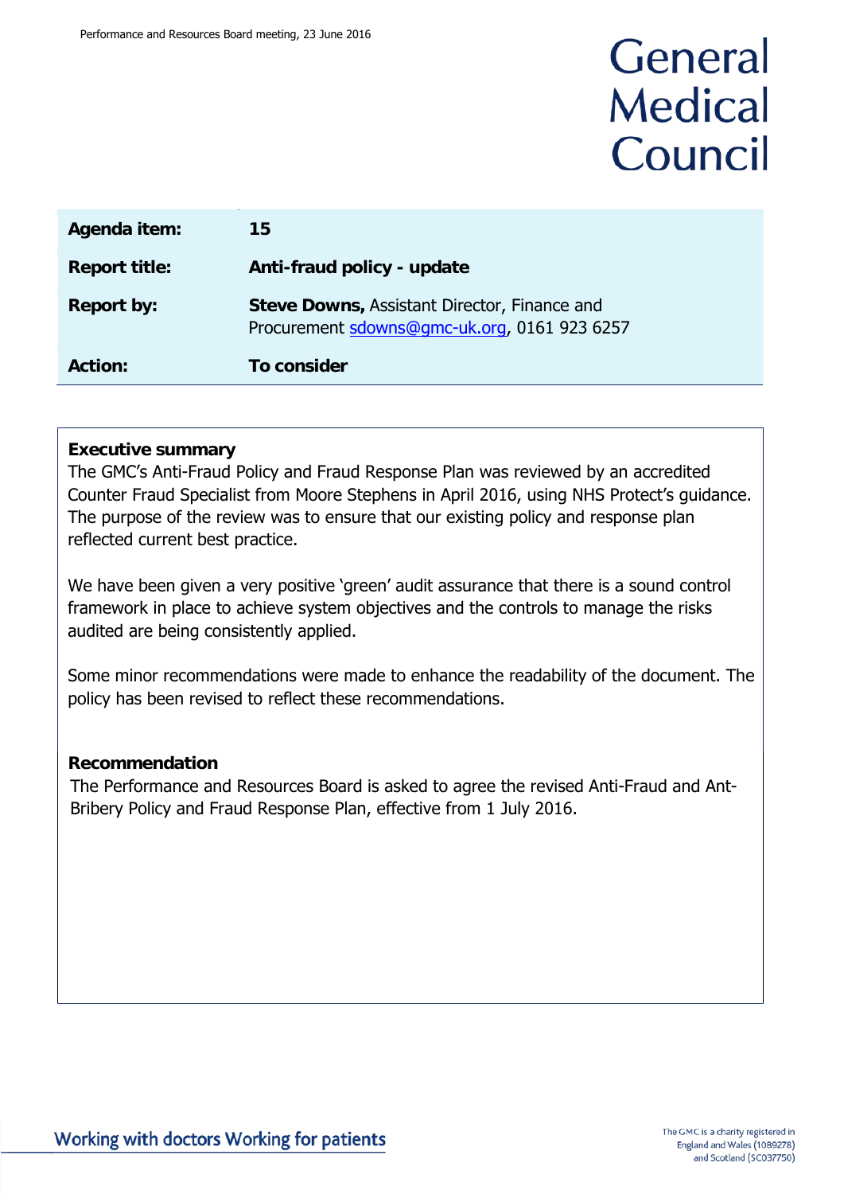# General Medical Council

| | |
|---|---|
| **Agenda item:** | **15** |
| **Report title:** | **Anti-fraud policy - update** |
| **Report by:** | **Steve Downs,** Assistant Director, Finance and Procurement sdowns@gmc-uk.org, 0161 923 6257 |
| **Action:** | **To consider** |

**Executive summary**

The GMC's Anti-Fraud Policy and Fraud Response Plan was reviewed by an accredited Counter Fraud Specialist from Moore Stephens in April 2016, using NHS Protect's guidance. The purpose of the review was to ensure that our existing policy and response plan reflected current best practice.

We have been given a very positive 'green' audit assurance that there is a sound control framework in place to achieve system objectives and the controls to manage the risks audited are being consistently applied.

Some minor recommendations were made to enhance the readability of the document. The policy has been revised to reflect these recommendations.

**Recommendation**

The Performance and Resources Board is asked to agree the revised Anti-Fraud and Ant-Bribery Policy and Fraud Response Plan, effective from 1 July 2016.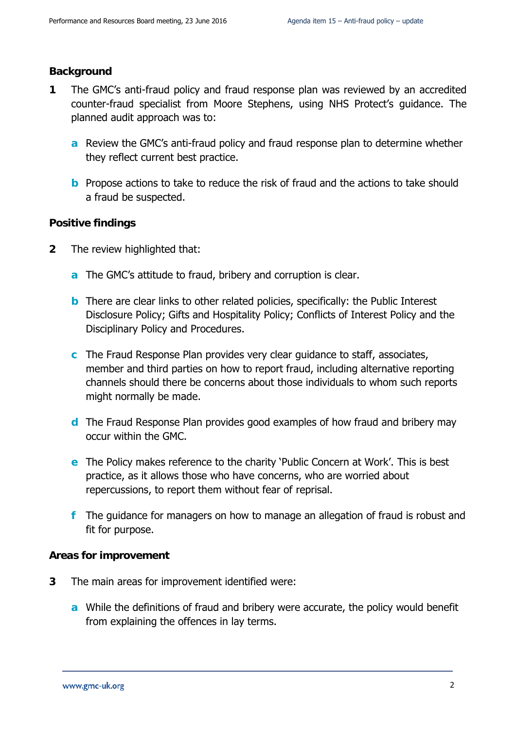**Background**

1 The GMC's anti-fraud policy and fraud response plan was reviewed by an accredited counter-fraud specialist from Moore Stephens, using NHS Protect's guidance. The planned audit approach was to:

   a Review the GMC's anti-fraud policy and fraud response plan to determine whether they reflect current best practice.

   b Propose actions to take to reduce the risk of fraud and the actions to take should a fraud be suspected.

**Positive findings**

2 The review highlighted that:

   a The GMC's attitude to fraud, bribery and corruption is clear.

   b There are clear links to other related policies, specifically: the Public Interest Disclosure Policy; Gifts and Hospitality Policy; Conflicts of Interest Policy and the Disciplinary Policy and Procedures.

   c The Fraud Response Plan provides very clear guidance to staff, associates, member and third parties on how to report fraud, including alternative reporting channels should there be concerns about those individuals to whom such reports might normally be made.

   d The Fraud Response Plan provides good examples of how fraud and bribery may occur within the GMC.

   e The Policy makes reference to the charity 'Public Concern at Work'. This is best practice, as it allows those who have concerns, who are worried about repercussions, to report them without fear of reprisal.

   f The guidance for managers on how to manage an allegation of fraud is robust and fit for purpose.

**Areas for improvement**

3 The main areas for improvement identified were:

   a While the definitions of fraud and bribery were accurate, the policy would benefit from explaining the offences in lay terms.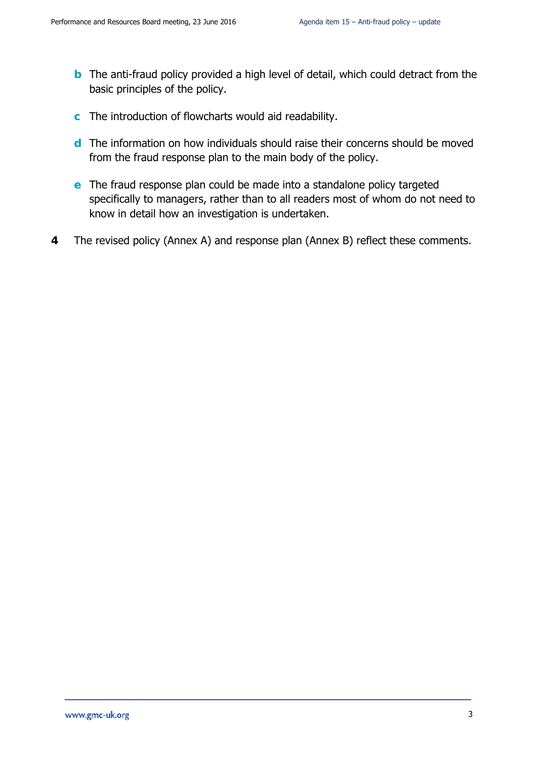- **b** The anti-fraud policy provided a high level of detail, which could detract from the basic principles of the policy.

- **c** The introduction of flowcharts would aid readability.

- **d** The information on how individuals should raise their concerns should be moved from the fraud response plan to the main body of the policy.

- **e** The fraud response plan could be made into a standalone policy targeted specifically to managers, rather than to all readers most of whom do not need to know in detail how an investigation is undertaken.

**4** The revised policy (Annex A) and response plan (Annex B) reflect these comments.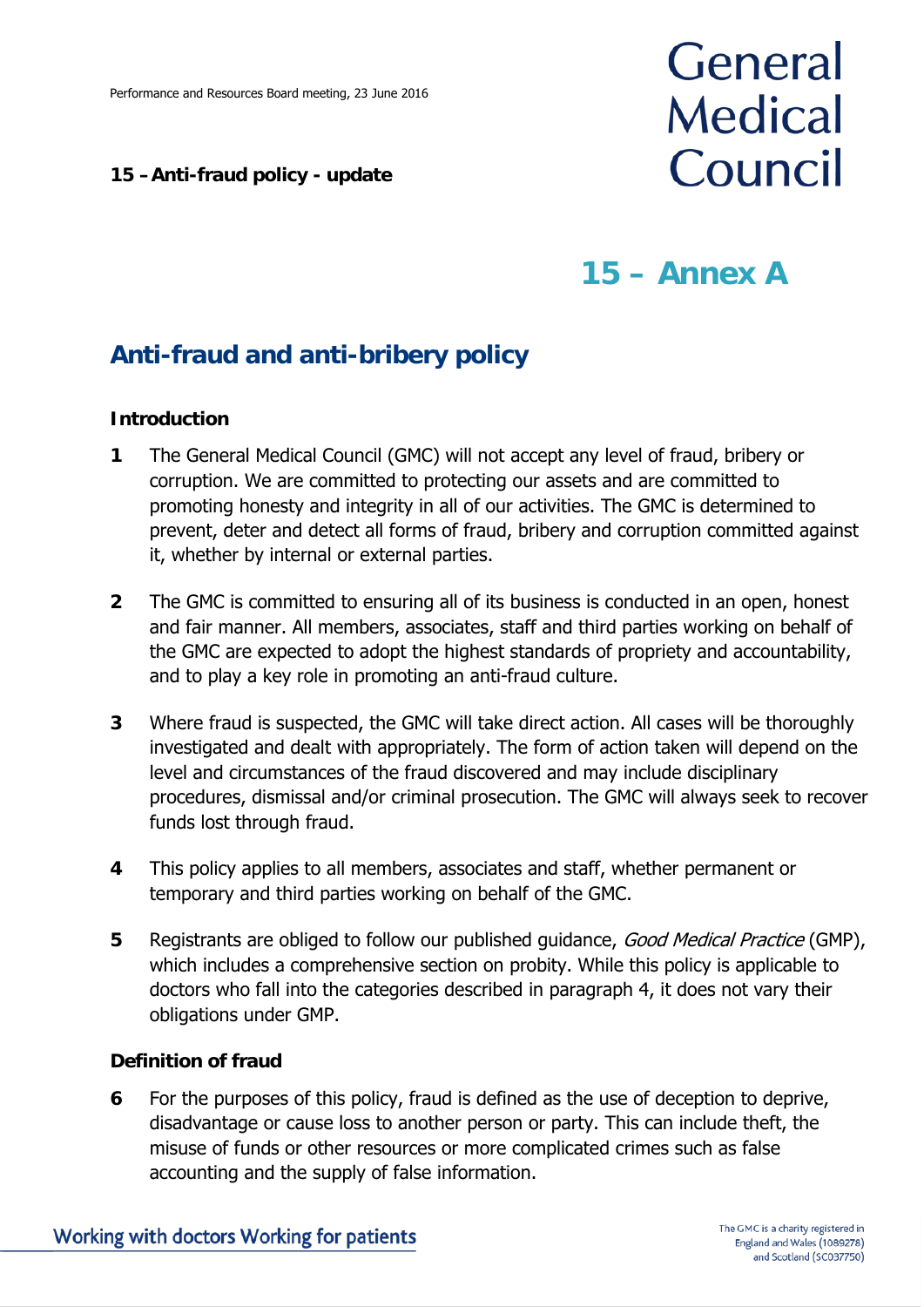Performance and Resources Board meeting, 23 June 2016

**15 – Anti-fraud policy - update**

# 15 – Annex A

## Anti-fraud and anti-bribery policy

### Introduction

**1** The General Medical Council (GMC) will not accept any level of fraud, bribery or corruption. We are committed to protecting our assets and are committed to promoting honesty and integrity in all of our activities. The GMC is determined to prevent, deter and detect all forms of fraud, bribery and corruption committed against it, whether by internal or external parties.

**2** The GMC is committed to ensuring all of its business is conducted in an open, honest and fair manner. All members, associates, staff and third parties working on behalf of the GMC are expected to adopt the highest standards of propriety and accountability, and to play a key role in promoting an anti-fraud culture.

**3** Where fraud is suspected, the GMC will take direct action. All cases will be thoroughly investigated and dealt with appropriately. The form of action taken will depend on the level and circumstances of the fraud discovered and may include disciplinary procedures, dismissal and/or criminal prosecution. The GMC will always seek to recover funds lost through fraud.

**4** This policy applies to all members, associates and staff, whether permanent or temporary and third parties working on behalf of the GMC.

**5** Registrants are obliged to follow our published guidance, *Good Medical Practice* (GMP), which includes a comprehensive section on probity. While this policy is applicable to doctors who fall into the categories described in paragraph 4, it does not vary their obligations under GMP.

### Definition of fraud

**6** For the purposes of this policy, fraud is defined as the use of deception to deprive, disadvantage or cause loss to another person or party. This can include theft, the misuse of funds or other resources or more complicated crimes such as false accounting and the supply of false information.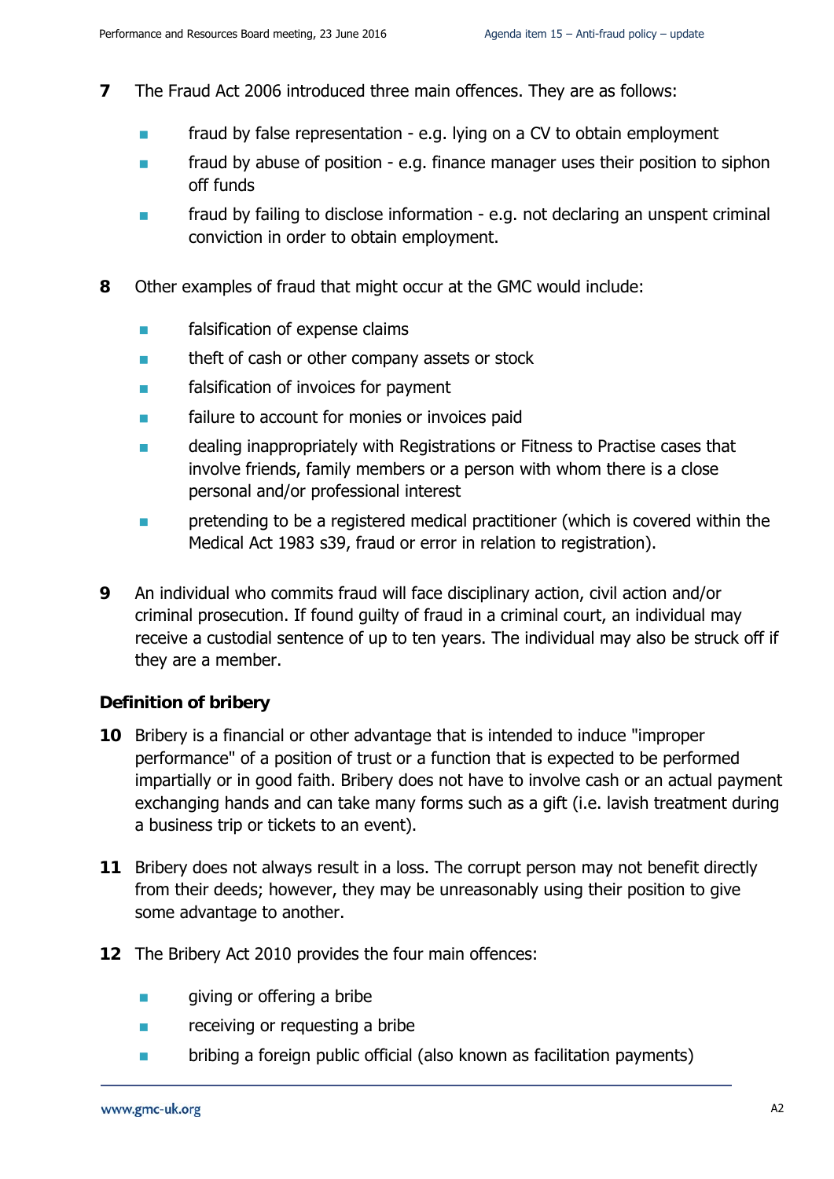**7** The Fraud Act 2006 introduced three main offences. They are as follows:

- fraud by false representation - e.g. lying on a CV to obtain employment
- fraud by abuse of position - e.g. finance manager uses their position to siphon off funds
- fraud by failing to disclose information - e.g. not declaring an unspent criminal conviction in order to obtain employment.

**8** Other examples of fraud that might occur at the GMC would include:

- falsification of expense claims
- theft of cash or other company assets or stock
- falsification of invoices for payment
- failure to account for monies or invoices paid
- dealing inappropriately with Registrations or Fitness to Practise cases that involve friends, family members or a person with whom there is a close personal and/or professional interest
- pretending to be a registered medical practitioner (which is covered within the Medical Act 1983 s39, fraud or error in relation to registration).

**9** An individual who commits fraud will face disciplinary action, civil action and/or criminal prosecution. If found guilty of fraud in a criminal court, an individual may receive a custodial sentence of up to ten years. The individual may also be struck off if they are a member.

### Definition of bribery

**10** Bribery is a financial or other advantage that is intended to induce "improper performance" of a position of trust or a function that is expected to be performed impartially or in good faith. Bribery does not have to involve cash or an actual payment exchanging hands and can take many forms such as a gift (i.e. lavish treatment during a business trip or tickets to an event).

**11** Bribery does not always result in a loss. The corrupt person may not benefit directly from their deeds; however, they may be unreasonably using their position to give some advantage to another.

**12** The Bribery Act 2010 provides the four main offences:

- giving or offering a bribe
- receiving or requesting a bribe
- bribing a foreign public official (also known as facilitation payments)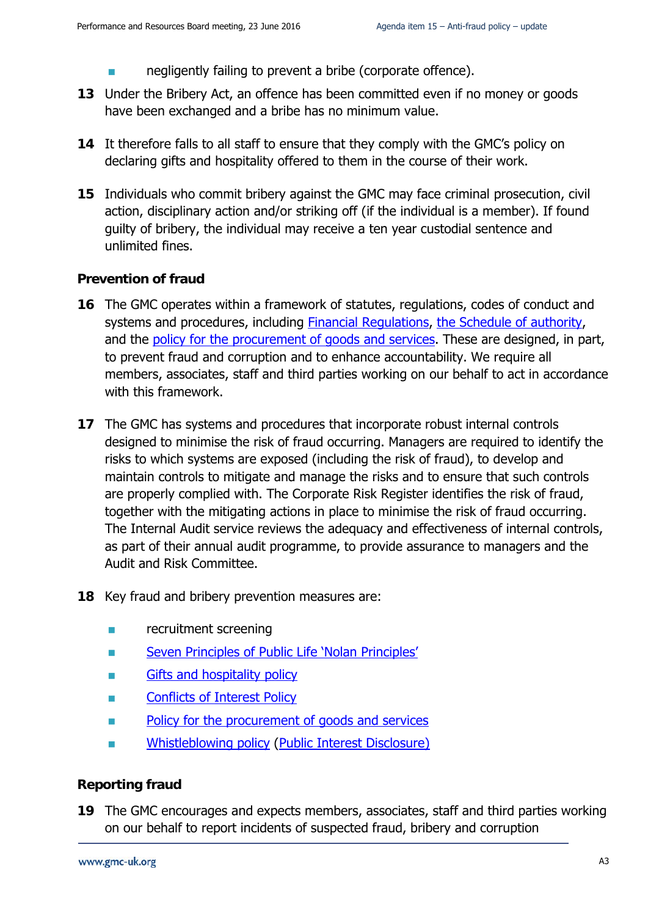- negligently failing to prevent a bribe (corporate offence).

**13** Under the Bribery Act, an offence has been committed even if no money or goods have been exchanged and a bribe has no minimum value.

**14** It therefore falls to all staff to ensure that they comply with the GMC's policy on declaring gifts and hospitality offered to them in the course of their work.

**15** Individuals who commit bribery against the GMC may face criminal prosecution, civil action, disciplinary action and/or striking off (if the individual is a member). If found guilty of bribery, the individual may receive a ten year custodial sentence and unlimited fines.

### Prevention of fraud

**16** The GMC operates within a framework of statutes, regulations, codes of conduct and systems and procedures, including Financial Regulations, the Schedule of authority, and the policy for the procurement of goods and services. These are designed, in part, to prevent fraud and corruption and to enhance accountability. We require all members, associates, staff and third parties working on our behalf to act in accordance with this framework.

**17** The GMC has systems and procedures that incorporate robust internal controls designed to minimise the risk of fraud occurring. Managers are required to identify the risks to which systems are exposed (including the risk of fraud), to develop and maintain controls to mitigate and manage the risks and to ensure that such controls are properly complied with. The Corporate Risk Register identifies the risk of fraud, together with the mitigating actions in place to minimise the risk of fraud occurring. The Internal Audit service reviews the adequacy and effectiveness of internal controls, as part of their annual audit programme, to provide assurance to managers and the Audit and Risk Committee.

**18** Key fraud and bribery prevention measures are:

- recruitment screening
- Seven Principles of Public Life 'Nolan Principles'
- Gifts and hospitality policy
- Conflicts of Interest Policy
- Policy for the procurement of goods and services
- Whistleblowing policy (Public Interest Disclosure)

### Reporting fraud

**19** The GMC encourages and expects members, associates, staff and third parties working on our behalf to report incidents of suspected fraud, bribery and corruption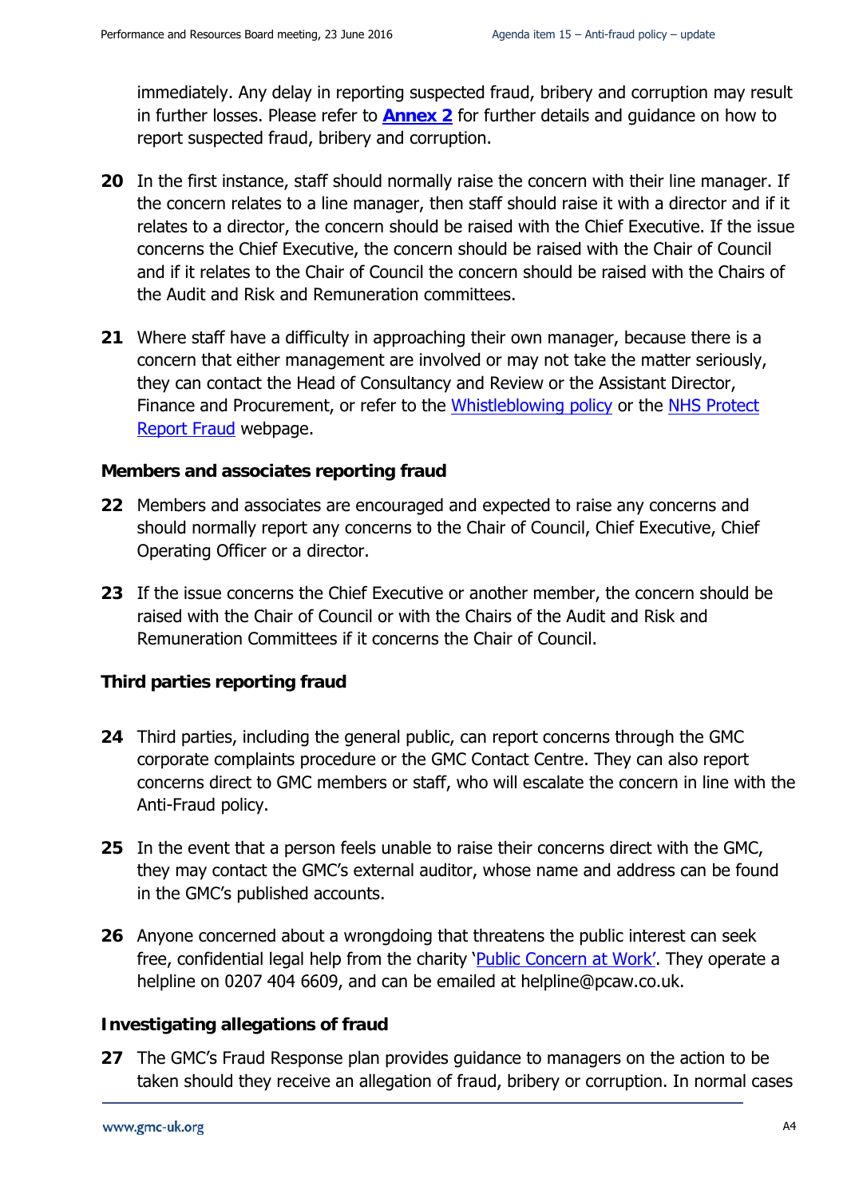immediately. Any delay in reporting suspected fraud, bribery and corruption may result in further losses. Please refer to **Annex 2** for further details and guidance on how to report suspected fraud, bribery and corruption.

**20** In the first instance, staff should normally raise the concern with their line manager. If the concern relates to a line manager, then staff should raise it with a director and if it relates to a director, the concern should be raised with the Chief Executive. If the issue concerns the Chief Executive, the concern should be raised with the Chair of Council and if it relates to the Chair of Council the concern should be raised with the Chairs of the Audit and Risk and Remuneration committees.

**21** Where staff have a difficulty in approaching their own manager, because there is a concern that either management are involved or may not take the matter seriously, they can contact the Head of Consultancy and Review or the Assistant Director, Finance and Procurement, or refer to the Whistleblowing policy or the NHS Protect Report Fraud webpage.

### Members and associates reporting fraud

**22** Members and associates are encouraged and expected to raise any concerns and should normally report any concerns to the Chair of Council, Chief Executive, Chief Operating Officer or a director.

**23** If the issue concerns the Chief Executive or another member, the concern should be raised with the Chair of Council or with the Chairs of the Audit and Risk and Remuneration Committees if it concerns the Chair of Council.

### Third parties reporting fraud

**24** Third parties, including the general public, can report concerns through the GMC corporate complaints procedure or the GMC Contact Centre. They can also report concerns direct to GMC members or staff, who will escalate the concern in line with the Anti-Fraud policy.

**25** In the event that a person feels unable to raise their concerns direct with the GMC, they may contact the GMC's external auditor, whose name and address can be found in the GMC's published accounts.

**26** Anyone concerned about a wrongdoing that threatens the public interest can seek free, confidential legal help from the charity 'Public Concern at Work'. They operate a helpline on 0207 404 6609, and can be emailed at helpline@pcaw.co.uk.

### Investigating allegations of fraud

**27** The GMC's Fraud Response plan provides guidance to managers on the action to be taken should they receive an allegation of fraud, bribery or corruption. In normal cases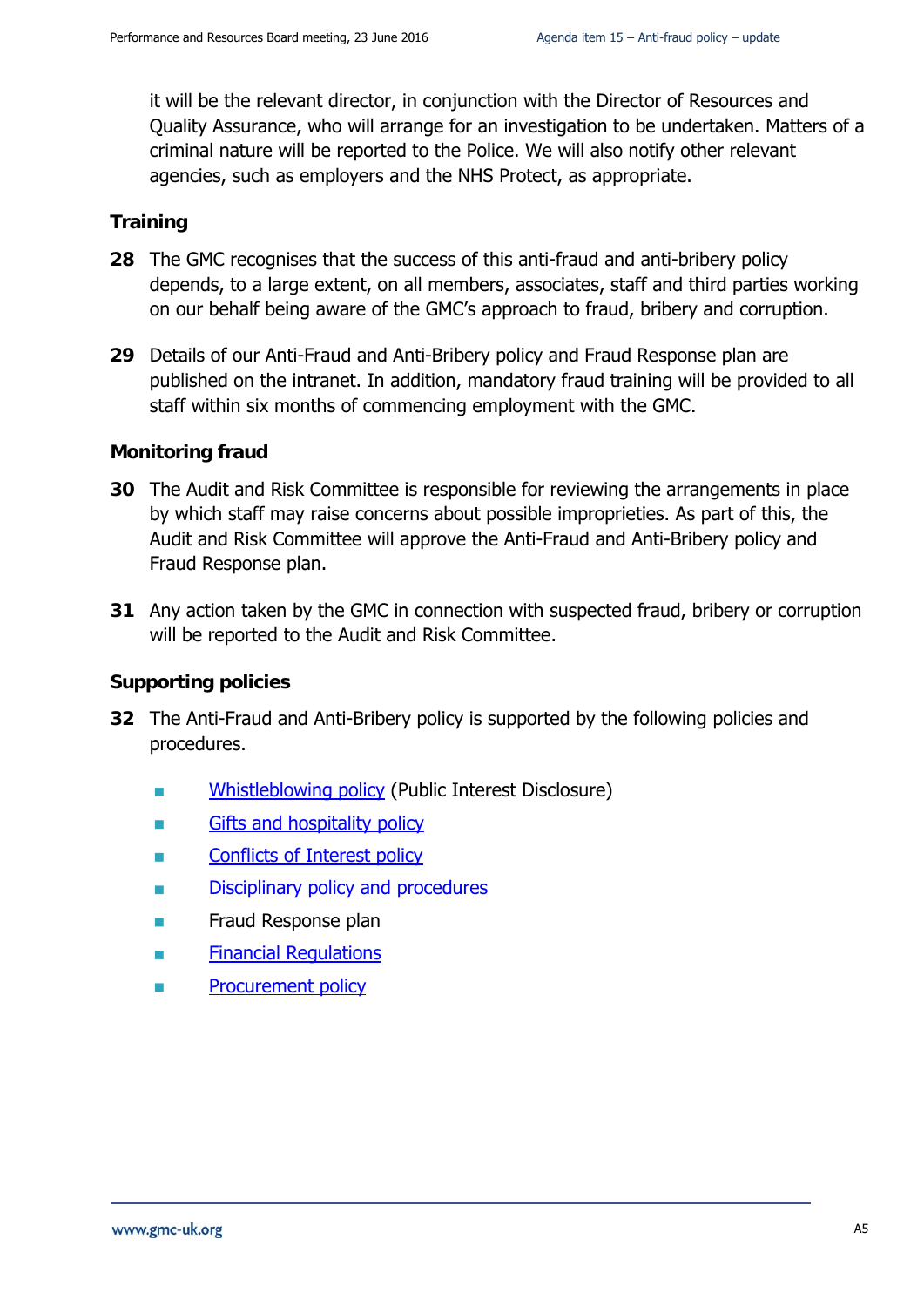it will be the relevant director, in conjunction with the Director of Resources and Quality Assurance, who will arrange for an investigation to be undertaken. Matters of a criminal nature will be reported to the Police. We will also notify other relevant agencies, such as employers and the NHS Protect, as appropriate.

### Training

**28** The GMC recognises that the success of this anti-fraud and anti-bribery policy depends, to a large extent, on all members, associates, staff and third parties working on our behalf being aware of the GMC's approach to fraud, bribery and corruption.

**29** Details of our Anti-Fraud and Anti-Bribery policy and Fraud Response plan are published on the intranet. In addition, mandatory fraud training will be provided to all staff within six months of commencing employment with the GMC.

### Monitoring fraud

**30** The Audit and Risk Committee is responsible for reviewing the arrangements in place by which staff may raise concerns about possible improprieties. As part of this, the Audit and Risk Committee will approve the Anti-Fraud and Anti-Bribery policy and Fraud Response plan.

**31** Any action taken by the GMC in connection with suspected fraud, bribery or corruption will be reported to the Audit and Risk Committee.

### Supporting policies

**32** The Anti-Fraud and Anti-Bribery policy is supported by the following policies and procedures.

- Whistleblowing policy (Public Interest Disclosure)
- Gifts and hospitality policy
- Conflicts of Interest policy
- Disciplinary policy and procedures
- Fraud Response plan
- Financial Regulations
- Procurement policy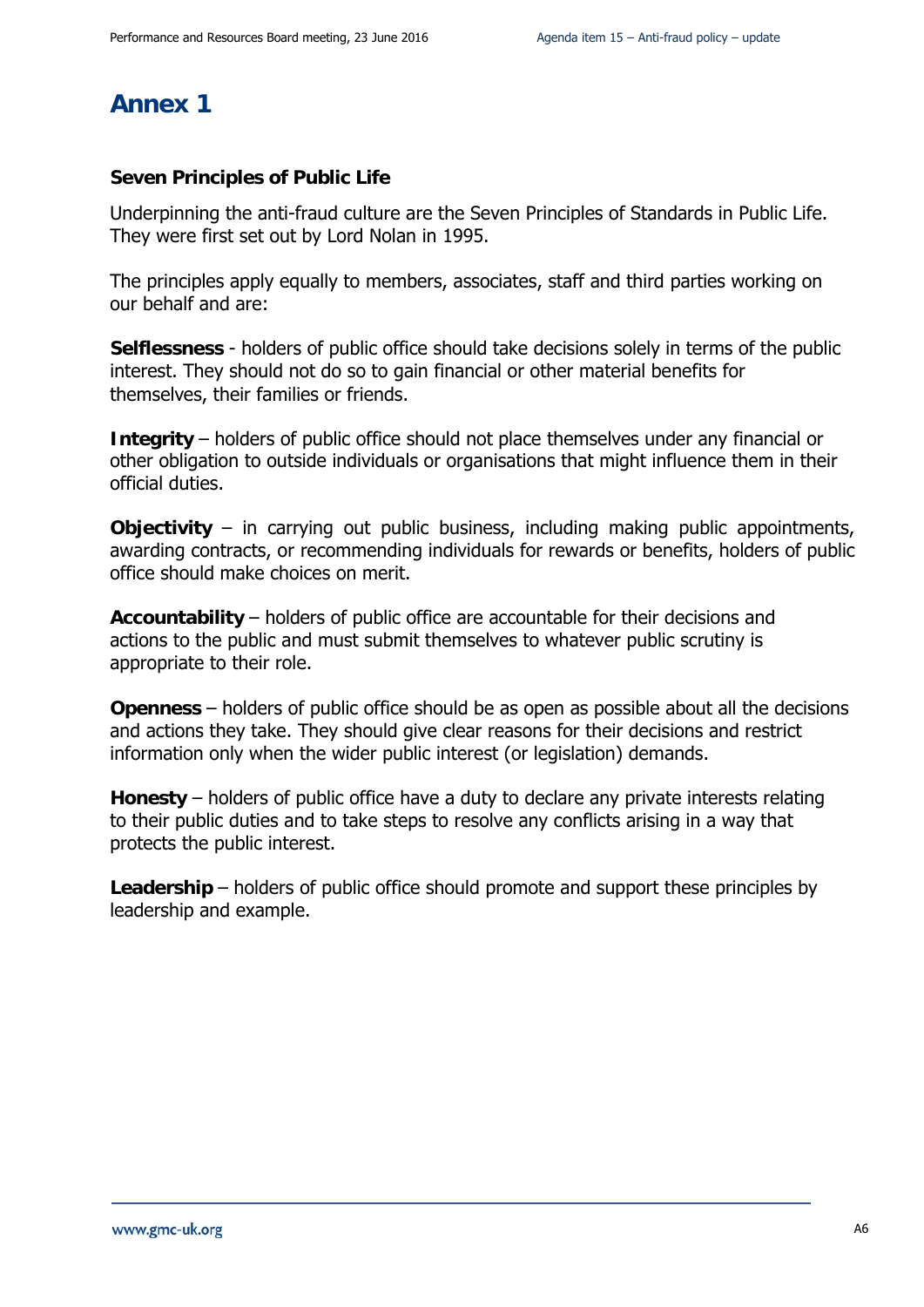# Annex 1

**Seven Principles of Public Life**

Underpinning the anti-fraud culture are the Seven Principles of Standards in Public Life. They were first set out by Lord Nolan in 1995.

The principles apply equally to members, associates, staff and third parties working on our behalf and are:

**Selflessness** - holders of public office should take decisions solely in terms of the public interest. They should not do so to gain financial or other material benefits for themselves, their families or friends.

**Integrity** – holders of public office should not place themselves under any financial or other obligation to outside individuals or organisations that might influence them in their official duties.

**Objectivity** – in carrying out public business, including making public appointments, awarding contracts, or recommending individuals for rewards or benefits, holders of public office should make choices on merit.

**Accountability** – holders of public office are accountable for their decisions and actions to the public and must submit themselves to whatever public scrutiny is appropriate to their role.

**Openness** – holders of public office should be as open as possible about all the decisions and actions they take. They should give clear reasons for their decisions and restrict information only when the wider public interest (or legislation) demands.

**Honesty** – holders of public office have a duty to declare any private interests relating to their public duties and to take steps to resolve any conflicts arising in a way that protects the public interest.

**Leadership** – holders of public office should promote and support these principles by leadership and example.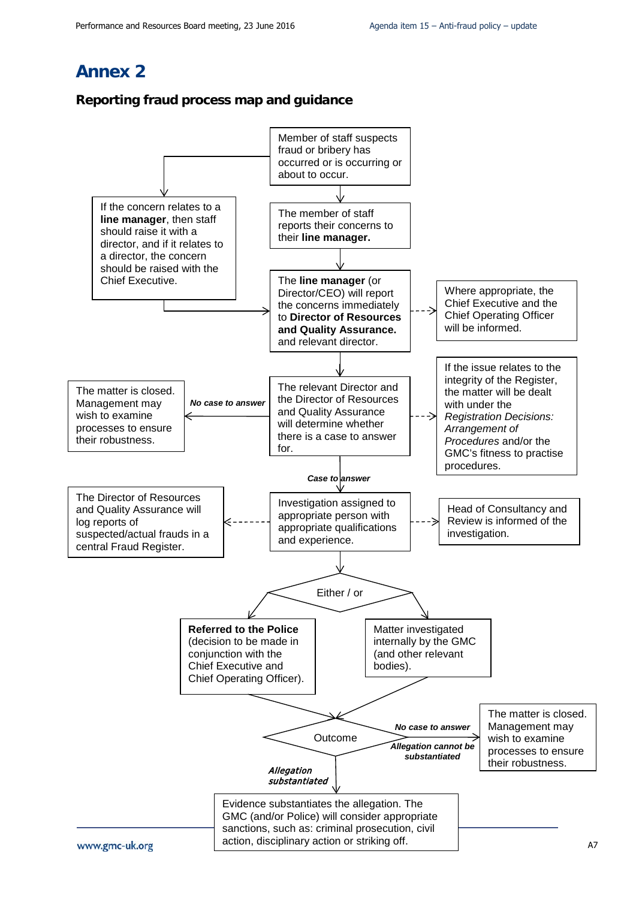# Annex 2

## Reporting fraud process map and guidance

Member of staff suspects fraud or bribery has occurred or is occurring or about to occur.

If the concern relates to a **line manager**, then staff should raise it with a director, and if it relates to a director, the concern should be raised with the Chief Executive.

The member of staff reports their concerns to their **line manager.**

The **line manager** (or Director/CEO) will report the concerns immediately to **Director of Resources and Quality Assurance.** and relevant director.

Where appropriate, the Chief Executive and the Chief Operating Officer will be informed.

The relevant Director and the Director of Resources and Quality Assurance will determine whether there is a case to answer for.

If the issue relates to the integrity of the Register, the matter will be dealt with under the *Registration Decisions: Arrangement of Procedures* and/or the GMC's fitness to practise procedures.

***No case to answer***

The matter is closed. Management may wish to examine processes to ensure their robustness.

***Case to answer***

Investigation assigned to appropriate person with appropriate qualifications and experience.

The Director of Resources and Quality Assurance will log reports of suspected/actual frauds in a central Fraud Register.

Head of Consultancy and Review is informed of the investigation.

Either / or

**Referred to the Police** (decision to be made in conjunction with the Chief Executive and Chief Operating Officer).

Matter investigated internally by the GMC (and other relevant bodies).

Outcome

***No case to answer***

***Allegation cannot be substantiated***

The matter is closed. Management may wish to examine processes to ensure their robustness.

***Allegation substantiated***

Evidence substantiates the allegation. The GMC (and/or Police) will consider appropriate sanctions, such as: criminal prosecution, civil action, disciplinary action or striking off.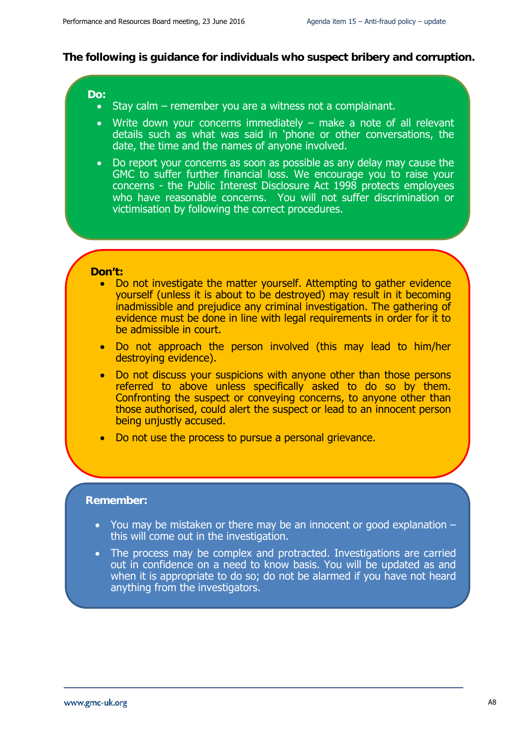**The following is guidance for individuals who suspect bribery and corruption.**

**Do:**

- Stay calm – remember you are a witness not a complainant.
- Write down your concerns immediately – make a note of all relevant details such as what was said in 'phone or other conversations, the date, the time and the names of anyone involved.
- Do report your concerns as soon as possible as any delay may cause the GMC to suffer further financial loss. We encourage you to raise your concerns - the Public Interest Disclosure Act 1998 protects employees who have reasonable concerns. You will not suffer discrimination or victimisation by following the correct procedures.

**Don't:**

- Do not investigate the matter yourself. Attempting to gather evidence yourself (unless it is about to be destroyed) may result in it becoming inadmissible and prejudice any criminal investigation. The gathering of evidence must be done in line with legal requirements in order for it to be admissible in court.
- Do not approach the person involved (this may lead to him/her destroying evidence).
- Do not discuss your suspicions with anyone other than those persons referred to above unless specifically asked to do so by them. Confronting the suspect or conveying concerns, to anyone other than those authorised, could alert the suspect or lead to an innocent person being unjustly accused.
- Do not use the process to pursue a personal grievance.

**Remember:**

- You may be mistaken or there may be an innocent or good explanation – this will come out in the investigation.
- The process may be complex and protracted. Investigations are carried out in confidence on a need to know basis. You will be updated as and when it is appropriate to do so; do not be alarmed if you have not heard anything from the investigators.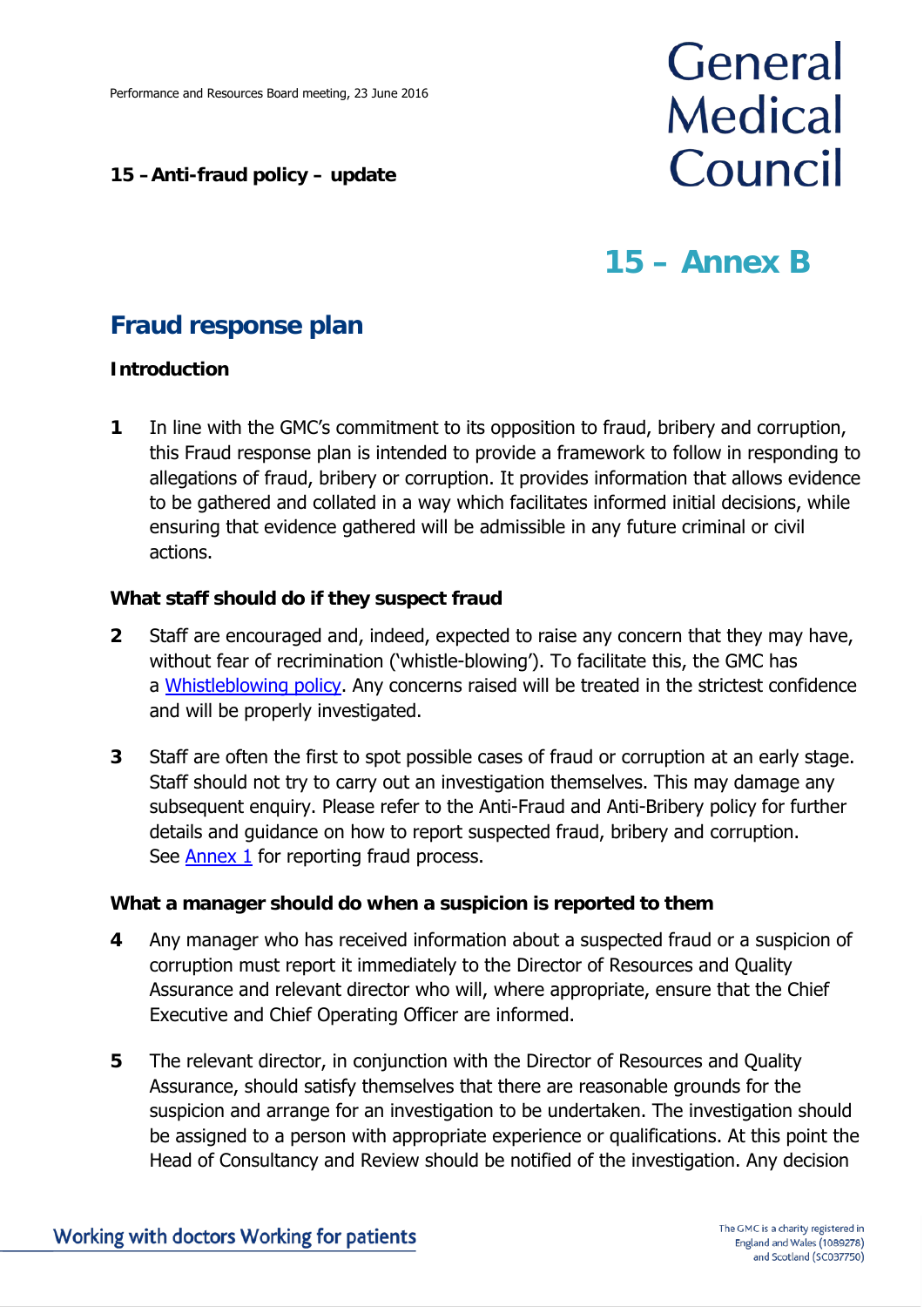# 15 – Anti-fraud policy – update

## 15 – Annex B

## Fraud response plan

### Introduction

**1** In line with the GMC's commitment to its opposition to fraud, bribery and corruption, this Fraud response plan is intended to provide a framework to follow in responding to allegations of fraud, bribery or corruption. It provides information that allows evidence to be gathered and collated in a way which facilitates informed initial decisions, while ensuring that evidence gathered will be admissible in any future criminal or civil actions.

### What staff should do if they suspect fraud

**2** Staff are encouraged and, indeed, expected to raise any concern that they may have, without fear of recrimination ('whistle-blowing'). To facilitate this, the GMC has a Whistleblowing policy. Any concerns raised will be treated in the strictest confidence and will be properly investigated.

**3** Staff are often the first to spot possible cases of fraud or corruption at an early stage. Staff should not try to carry out an investigation themselves. This may damage any subsequent enquiry. Please refer to the Anti-Fraud and Anti-Bribery policy for further details and guidance on how to report suspected fraud, bribery and corruption. See Annex 1 for reporting fraud process.

### What a manager should do when a suspicion is reported to them

**4** Any manager who has received information about a suspected fraud or a suspicion of corruption must report it immediately to the Director of Resources and Quality Assurance and relevant director who will, where appropriate, ensure that the Chief Executive and Chief Operating Officer are informed.

**5** The relevant director, in conjunction with the Director of Resources and Quality Assurance, should satisfy themselves that there are reasonable grounds for the suspicion and arrange for an investigation to be undertaken. The investigation should be assigned to a person with appropriate experience or qualifications. At this point the Head of Consultancy and Review should be notified of the investigation. Any decision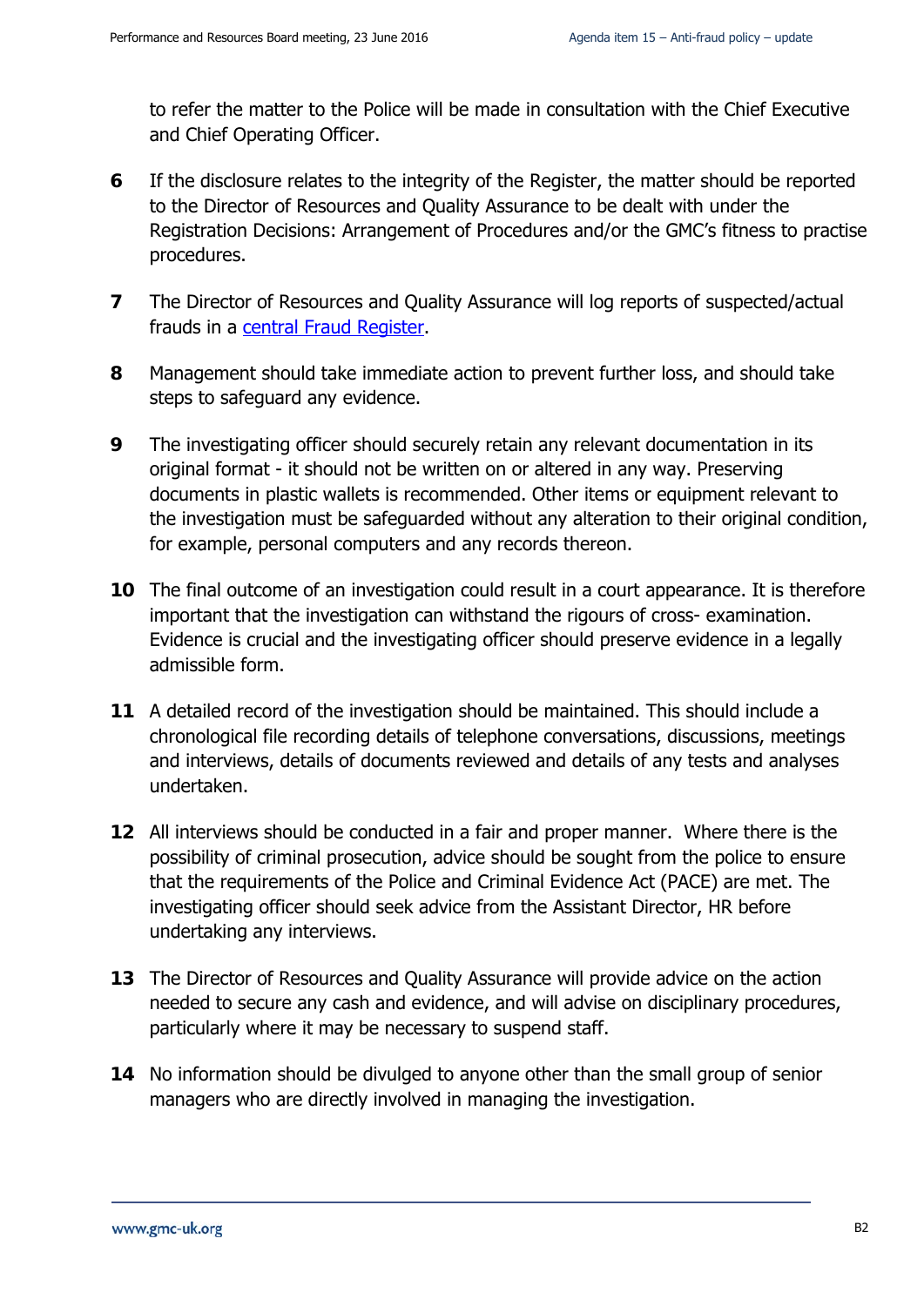to refer the matter to the Police will be made in consultation with the Chief Executive and Chief Operating Officer.

**6** If the disclosure relates to the integrity of the Register, the matter should be reported to the Director of Resources and Quality Assurance to be dealt with under the Registration Decisions: Arrangement of Procedures and/or the GMC's fitness to practise procedures.

**7** The Director of Resources and Quality Assurance will log reports of suspected/actual frauds in a central Fraud Register.

**8** Management should take immediate action to prevent further loss, and should take steps to safeguard any evidence.

**9** The investigating officer should securely retain any relevant documentation in its original format - it should not be written on or altered in any way. Preserving documents in plastic wallets is recommended. Other items or equipment relevant to the investigation must be safeguarded without any alteration to their original condition, for example, personal computers and any records thereon.

**10** The final outcome of an investigation could result in a court appearance. It is therefore important that the investigation can withstand the rigours of cross- examination. Evidence is crucial and the investigating officer should preserve evidence in a legally admissible form.

**11** A detailed record of the investigation should be maintained. This should include a chronological file recording details of telephone conversations, discussions, meetings and interviews, details of documents reviewed and details of any tests and analyses undertaken.

**12** All interviews should be conducted in a fair and proper manner. Where there is the possibility of criminal prosecution, advice should be sought from the police to ensure that the requirements of the Police and Criminal Evidence Act (PACE) are met. The investigating officer should seek advice from the Assistant Director, HR before undertaking any interviews.

**13** The Director of Resources and Quality Assurance will provide advice on the action needed to secure any cash and evidence, and will advise on disciplinary procedures, particularly where it may be necessary to suspend staff.

**14** No information should be divulged to anyone other than the small group of senior managers who are directly involved in managing the investigation.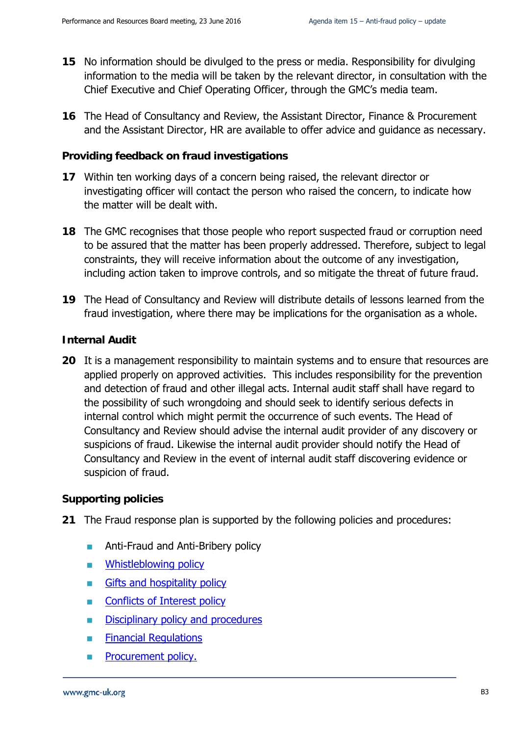15 No information should be divulged to the press or media. Responsibility for divulging information to the media will be taken by the relevant director, in consultation with the Chief Executive and Chief Operating Officer, through the GMC's media team.

16 The Head of Consultancy and Review, the Assistant Director, Finance & Procurement and the Assistant Director, HR are available to offer advice and guidance as necessary.

### Providing feedback on fraud investigations

17 Within ten working days of a concern being raised, the relevant director or investigating officer will contact the person who raised the concern, to indicate how the matter will be dealt with.

18 The GMC recognises that those people who report suspected fraud or corruption need to be assured that the matter has been properly addressed. Therefore, subject to legal constraints, they will receive information about the outcome of any investigation, including action taken to improve controls, and so mitigate the threat of future fraud.

19 The Head of Consultancy and Review will distribute details of lessons learned from the fraud investigation, where there may be implications for the organisation as a whole.

### Internal Audit

20 It is a management responsibility to maintain systems and to ensure that resources are applied properly on approved activities. This includes responsibility for the prevention and detection of fraud and other illegal acts. Internal audit staff shall have regard to the possibility of such wrongdoing and should seek to identify serious defects in internal control which might permit the occurrence of such events. The Head of Consultancy and Review should advise the internal audit provider of any discovery or suspicions of fraud. Likewise the internal audit provider should notify the Head of Consultancy and Review in the event of internal audit staff discovering evidence or suspicion of fraud.

### Supporting policies

21 The Fraud response plan is supported by the following policies and procedures:

- Anti-Fraud and Anti-Bribery policy
- Whistleblowing policy
- Gifts and hospitality policy
- Conflicts of Interest policy
- Disciplinary policy and procedures
- Financial Regulations
- Procurement policy.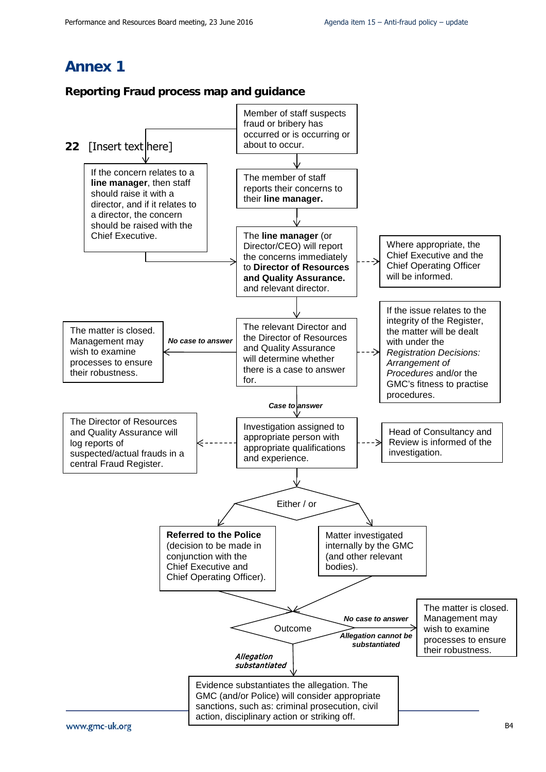# Annex 1

## Reporting Fraud process map and guidance

**22** [Insert text here]

Member of staff suspects fraud or bribery has occurred or is occurring or about to occur.

The member of staff reports their concerns to their **line manager.**

If the concern relates to a **line manager**, then staff should raise it with a director, and if it relates to a director, the concern should be raised with the Chief Executive.

The **line manager** (or Director/CEO) will report the concerns immediately to **Director of Resources and Quality Assurance.** and relevant director.

Where appropriate, the Chief Executive and the Chief Operating Officer will be informed.

The relevant Director and the Director of Resources and Quality Assurance will determine whether there is a case to answer for.

***No case to answer***

The matter is closed. Management may wish to examine processes to ensure their robustness.

If the issue relates to the integrity of the Register, the matter will be dealt with under the *Registration Decisions: Arrangement of Procedures* and/or the GMC's fitness to practise procedures.

***Case to answer***

Investigation assigned to appropriate person with appropriate qualifications and experience.

The Director of Resources and Quality Assurance will log reports of suspected/actual frauds in a central Fraud Register.

Head of Consultancy and Review is informed of the investigation.

Either / or

**Referred to the Police** (decision to be made in conjunction with the Chief Executive and Chief Operating Officer).

Matter investigated internally by the GMC (and other relevant bodies).

Outcome

***No case to answer***

***Allegation cannot be substantiated***

The matter is closed. Management may wish to examine processes to ensure their robustness.

***Allegation substantiated***

Evidence substantiates the allegation. The GMC (and/or Police) will consider appropriate sanctions, such as: criminal prosecution, civil action, disciplinary action or striking off.